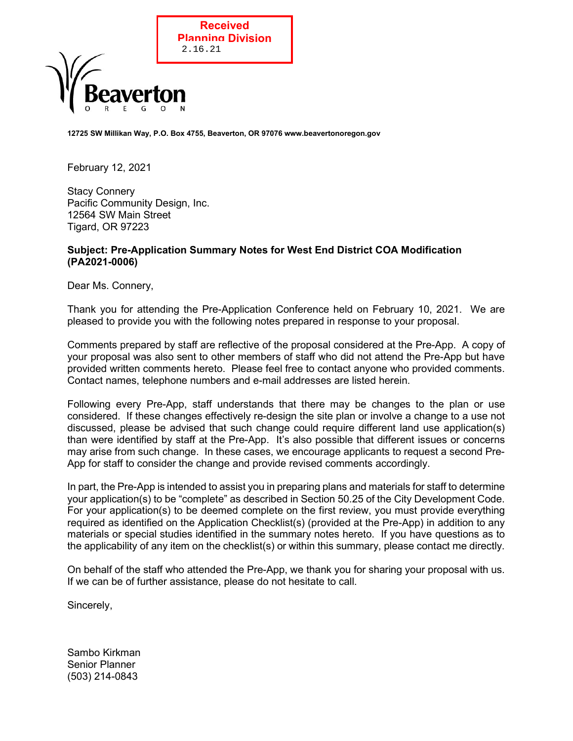Received
Planning Division
2.16.21

Beaverton
OREGON

**12725 SW Millikan Way, P.O. Box 4755, Beaverton, OR 97076 www.beavertonoregon.gov**

February 12, 2021

Stacy Connery
Pacific Community Design, Inc.
12564 SW Main Street
Tigard, OR 97223

**Subject: Pre-Application Summary Notes for West End District COA Modification (PA2021-0006)**

Dear Ms. Connery,

Thank you for attending the Pre-Application Conference held on February 10, 2021. We are pleased to provide you with the following notes prepared in response to your proposal.

Comments prepared by staff are reflective of the proposal considered at the Pre-App. A copy of your proposal was also sent to other members of staff who did not attend the Pre-App but have provided written comments hereto. Please feel free to contact anyone who provided comments. Contact names, telephone numbers and e-mail addresses are listed herein.

Following every Pre-App, staff understands that there may be changes to the plan or use considered. If these changes effectively re-design the site plan or involve a change to a use not discussed, please be advised that such change could require different land use application(s) than were identified by staff at the Pre-App. It's also possible that different issues or concerns may arise from such change. In these cases, we encourage applicants to request a second Pre-App for staff to consider the change and provide revised comments accordingly.

In part, the Pre-App is intended to assist you in preparing plans and materials for staff to determine your application(s) to be "complete" as described in Section 50.25 of the City Development Code. For your application(s) to be deemed complete on the first review, you must provide everything required as identified on the Application Checklist(s) (provided at the Pre-App) in addition to any materials or special studies identified in the summary notes hereto. If you have questions as to the applicability of any item on the checklist(s) or within this summary, please contact me directly.

On behalf of the staff who attended the Pre-App, we thank you for sharing your proposal with us. If we can be of further assistance, please do not hesitate to call.

Sincerely,

Sambo Kirkman
Senior Planner
(503) 214-0843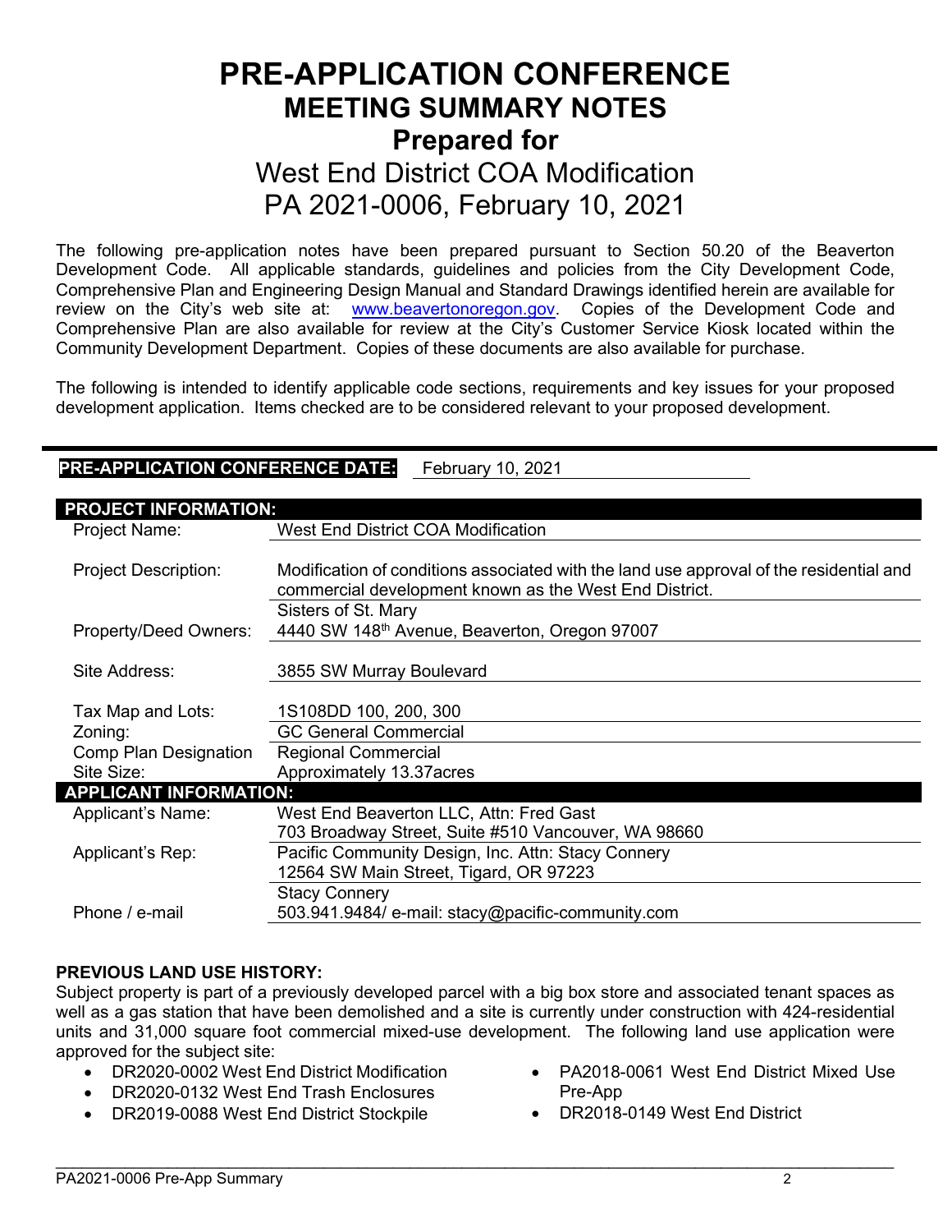# PRE-APPLICATION CONFERENCE

## MEETING SUMMARY NOTES

## Prepared for

## West End District COA Modification

## PA 2021-0006, February 10, 2021

The following pre-application notes have been prepared pursuant to Section 50.20 of the Beaverton Development Code. All applicable standards, guidelines and policies from the City Development Code, Comprehensive Plan and Engineering Design Manual and Standard Drawings identified herein are available for review on the City's web site at: [www.beavertonoregon.gov](www.beavertonoregon.gov). Copies of the Development Code and Comprehensive Plan are also available for review at the City's Customer Service Kiosk located within the Community Development Department. Copies of these documents are also available for purchase.

The following is intended to identify applicable code sections, requirements and key issues for your proposed development application. Items checked are to be considered relevant to your proposed development.

**PRE-APPLICATION CONFERENCE DATE:** February 10, 2021

| **PROJECT INFORMATION:** | |
|---|---|
| Project Name: | West End District COA Modification |
| Project Description: | Modification of conditions associated with the land use approval of the residential and commercial development known as the West End District. |
| Property/Deed Owners: | Sisters of St. Mary<br>4440 SW 148th Avenue, Beaverton, Oregon 97007 |
| Site Address: | 3855 SW Murray Boulevard |
| Tax Map and Lots: | 1S108DD 100, 200, 300 |
| Zoning: | GC General Commercial |
| Comp Plan Designation | Regional Commercial |
| Site Size: | Approximately 13.37acres |
| **APPLICANT INFORMATION:** | |
| Applicant's Name: | West End Beaverton LLC, Attn: Fred Gast<br>703 Broadway Street, Suite #510 Vancouver, WA 98660 |
| Applicant's Rep: | Pacific Community Design, Inc. Attn: Stacy Connery<br>12564 SW Main Street, Tigard, OR 97223 |
| Phone / e-mail | Stacy Connery<br>503.941.9484/ e-mail: stacy@pacific-community.com |

**PREVIOUS LAND USE HISTORY:**

Subject property is part of a previously developed parcel with a big box store and associated tenant spaces as well as a gas station that have been demolished and a site is currently under construction with 424-residential units and 31,000 square foot commercial mixed-use development. The following land use application were approved for the subject site:

- DR2020-0002 West End District Modification
- DR2020-0132 West End Trash Enclosures
- DR2019-0088 West End District Stockpile
- PA2018-0061 West End District Mixed Use Pre-App
- DR2018-0149 West End District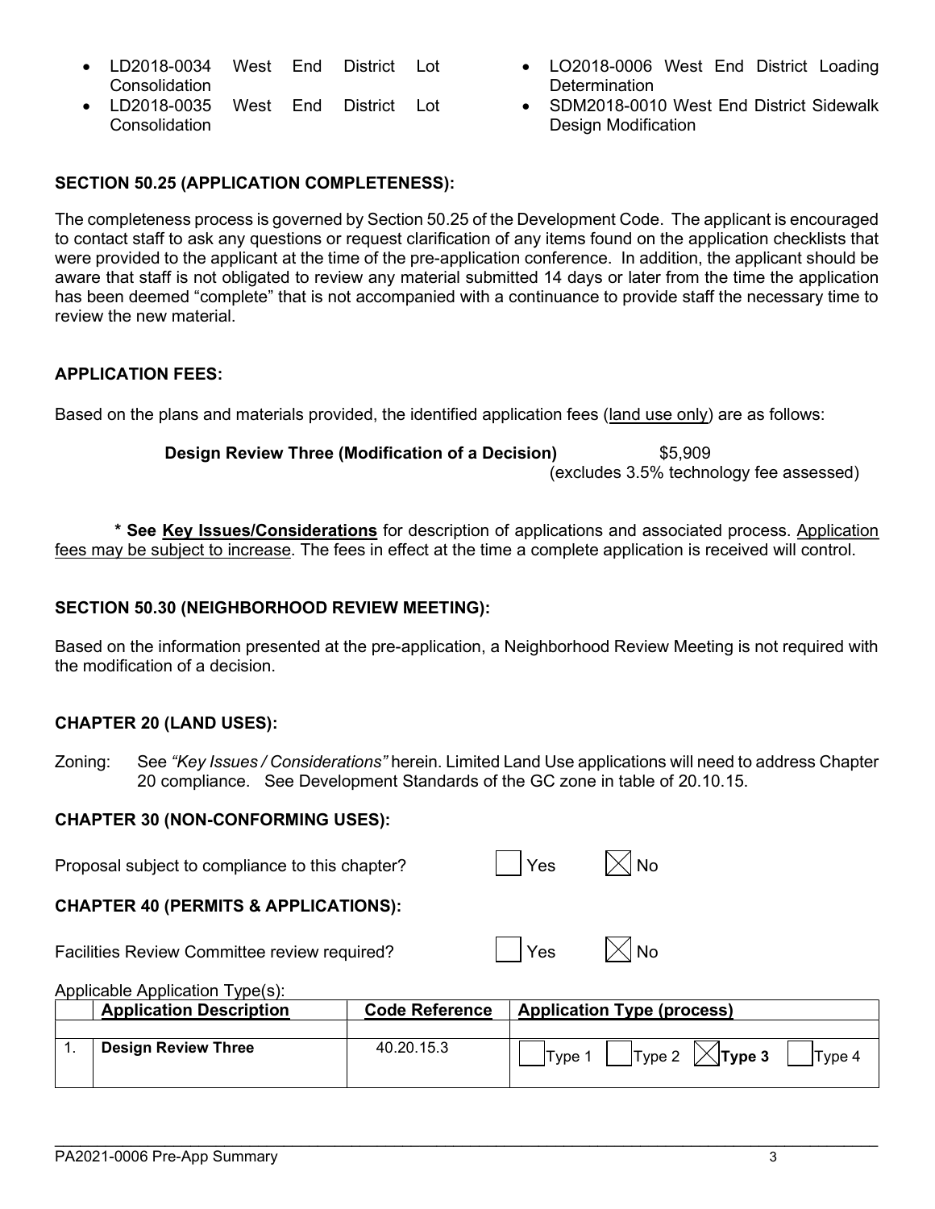- LD2018-0034 West End District Lot Consolidation
- LD2018-0035 West End District Lot Consolidation
- LO2018-0006 West End District Loading Determination
- SDM2018-0010 West End District Sidewalk Design Modification

**SECTION 50.25 (APPLICATION COMPLETENESS):**

The completeness process is governed by Section 50.25 of the Development Code. The applicant is encouraged to contact staff to ask any questions or request clarification of any items found on the application checklists that were provided to the applicant at the time of the pre-application conference. In addition, the applicant should be aware that staff is not obligated to review any material submitted 14 days or later from the time the application has been deemed "complete" that is not accompanied with a continuance to provide staff the necessary time to review the new material.

**APPLICATION FEES:**

Based on the plans and materials provided, the identified application fees (land use only) are as follows:

**Design Review Three (Modification of a Decision)** $5,909
(excludes 3.5% technology fee assessed)

**\* See Key Issues/Considerations** for description of applications and associated process. Application fees may be subject to increase. The fees in effect at the time a complete application is received will control.

**SECTION 50.30 (NEIGHBORHOOD REVIEW MEETING):**

Based on the information presented at the pre-application, a Neighborhood Review Meeting is not required with the modification of a decision.

**CHAPTER 20 (LAND USES):**

Zoning: See *"Key Issues / Considerations"* herein. Limited Land Use applications will need to address Chapter 20 compliance. See Development Standards of the GC zone in table of 20.10.15.

**CHAPTER 30 (NON-CONFORMING USES):**

Proposal subject to compliance to this chapter? ☐ Yes ☒ No

**CHAPTER 40 (PERMITS & APPLICATIONS):**

Facilities Review Committee review required? ☐ Yes ☒ No

Applicable Application Type(s):

| | Application Description | Code Reference | Application Type (process) |
|---|---|---|---|
| | | | |
| 1. | **Design Review Three** | 40.20.15.3 | ☐ Type 1 ☐ Type 2 ☒ **Type 3** ☐ Type 4 |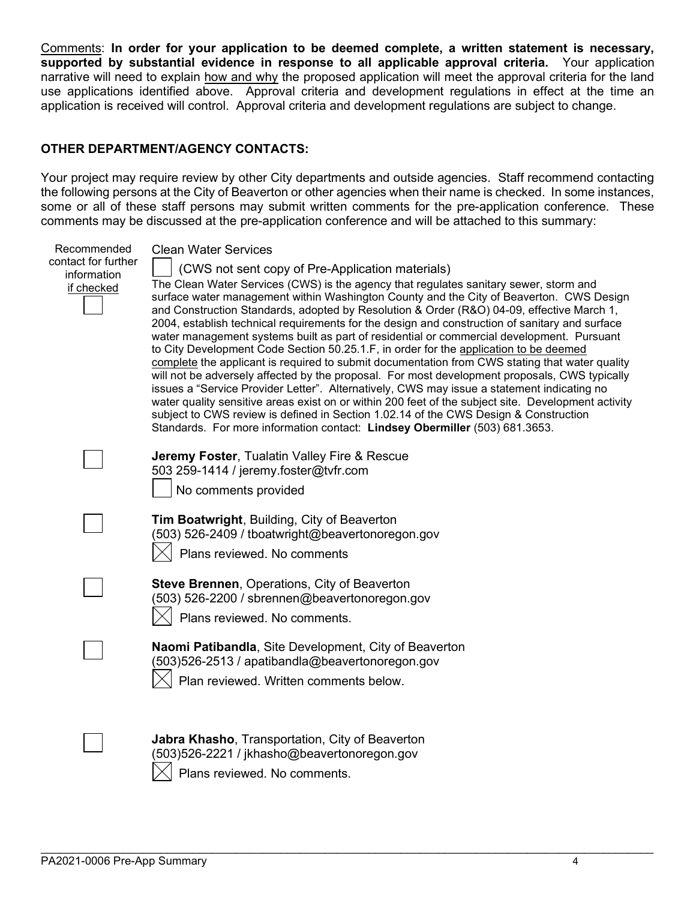Comments: **In order for your application to be deemed complete, a written statement is necessary, supported by substantial evidence in response to all applicable approval criteria.** Your application narrative will need to explain how and why the proposed application will meet the approval criteria for the land use applications identified above. Approval criteria and development regulations in effect at the time an application is received will control. Approval criteria and development regulations are subject to change.

## OTHER DEPARTMENT/AGENCY CONTACTS:

Your project may require review by other City departments and outside agencies. Staff recommend contacting the following persons at the City of Beaverton or other agencies when their name is checked. In some instances, some or all of these staff persons may submit written comments for the pre-application conference. These comments may be discussed at the pre-application conference and will be attached to this summary:

Recommended contact for further information if checked

☐ **Clean Water Services**

☐ (CWS not sent copy of Pre-Application materials)

The Clean Water Services (CWS) is the agency that regulates sanitary sewer, storm and surface water management within Washington County and the City of Beaverton. CWS Design and Construction Standards, adopted by Resolution & Order (R&O) 04-09, effective March 1, 2004, establish technical requirements for the design and construction of sanitary and surface water management systems built as part of residential or commercial development. Pursuant to City Development Code Section 50.25.1.F, in order for the application to be deemed complete the applicant is required to submit documentation from CWS stating that water quality will not be adversely affected by the proposal. For most development proposals, CWS typically issues a "Service Provider Letter". Alternatively, CWS may issue a statement indicating no water quality sensitive areas exist on or within 200 feet of the subject site. Development activity subject to CWS review is defined in Section 1.02.14 of the CWS Design & Construction Standards. For more information contact: **Lindsey Obermiller** (503) 681.3653.

☐ **Jeremy Foster**, Tualatin Valley Fire & Rescue
503 259-1414 / jeremy.foster@tvfr.com
☐ No comments provided

☐ **Tim Boatwright**, Building, City of Beaverton
(503) 526-2409 / tboatwright@beavertonoregon.gov
☒ Plans reviewed. No comments

☐ **Steve Brennen**, Operations, City of Beaverton
(503) 526-2200 / sbrennen@beavertonoregon.gov
☒ Plans reviewed. No comments.

☐ **Naomi Patibandla**, Site Development, City of Beaverton
(503)526-2513 / apatibandla@beavertonoregon.gov
☒ Plan reviewed. Written comments below.

☐ **Jabra Khasho**, Transportation, City of Beaverton
(503)526-2221 / jkhasho@beavertonoregon.gov
☒ Plans reviewed. No comments.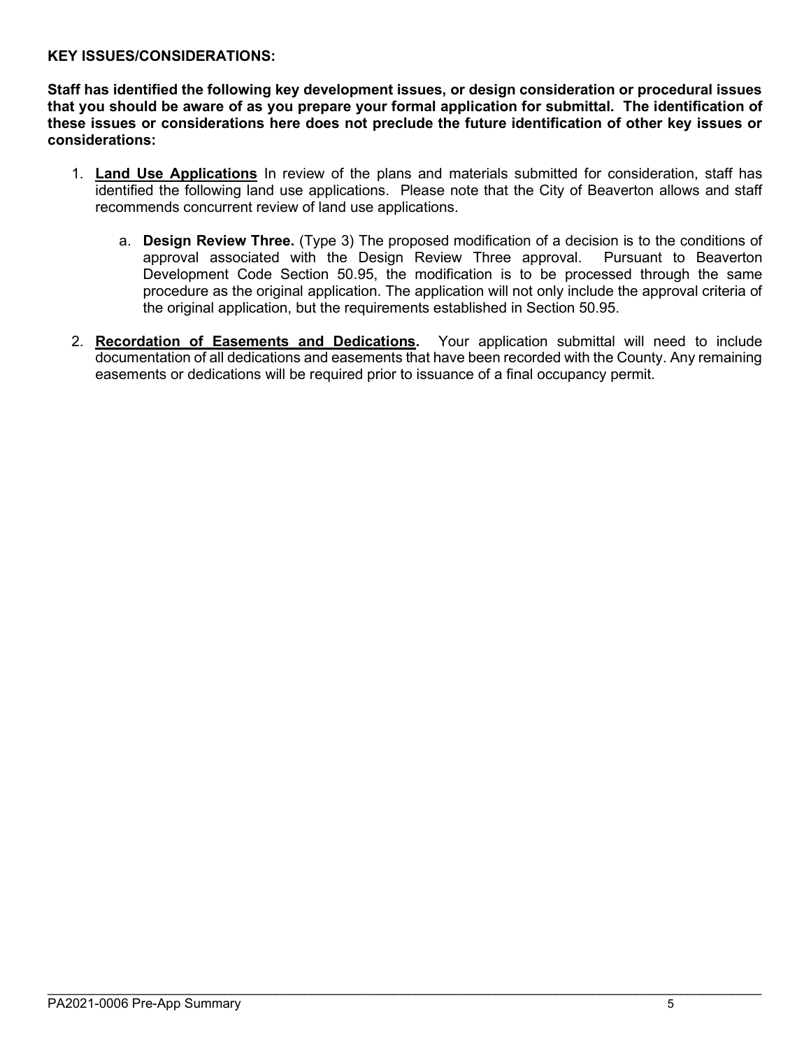**KEY ISSUES/CONSIDERATIONS:**

**Staff has identified the following key development issues, or design consideration or procedural issues that you should be aware of as you prepare your formal application for submittal. The identification of these issues or considerations here does not preclude the future identification of other key issues or considerations:**

1. **Land Use Applications** In review of the plans and materials submitted for consideration, staff has identified the following land use applications. Please note that the City of Beaverton allows and staff recommends concurrent review of land use applications.

    a. **Design Review Three.** (Type 3) The proposed modification of a decision is to the conditions of approval associated with the Design Review Three approval. Pursuant to Beaverton Development Code Section 50.95, the modification is to be processed through the same procedure as the original application. The application will not only include the approval criteria of the original application, but the requirements established in Section 50.95.

2. **Recordation of Easements and Dedications.** Your application submittal will need to include documentation of all dedications and easements that have been recorded with the County. Any remaining easements or dedications will be required prior to issuance of a final occupancy permit.